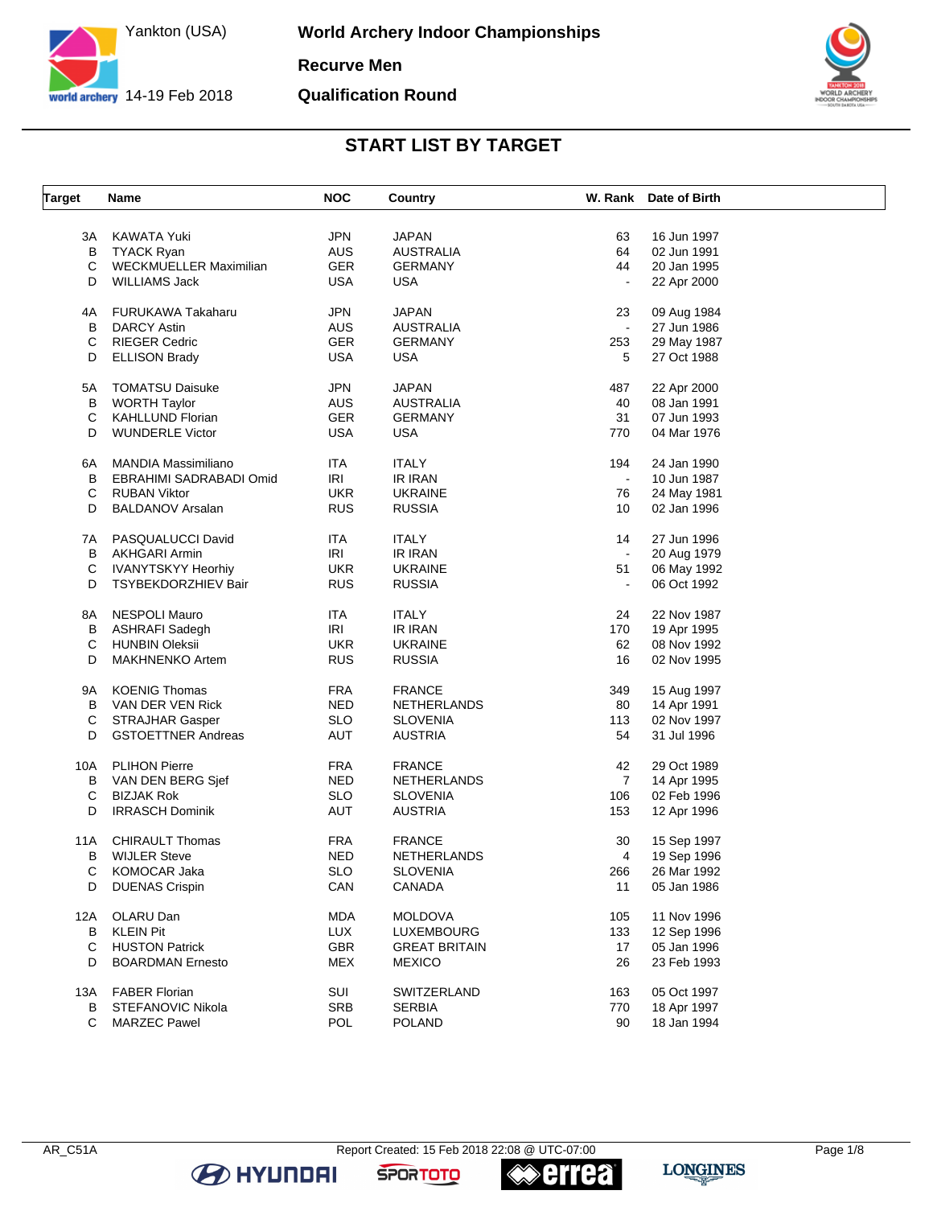# World Archery Indoor Championships

Yankton (USA)
14-19 Feb 2018

## Recurve Men

## Qualification Round

## START LIST BY TARGET

| Target | Name | NOC | Country | W. Rank | Date of Birth |
|---|---|---|---|---|---|
| 3A | KAWATA Yuki | JPN | JAPAN | 63 | 16 Jun 1997 |
| B | TYACK Ryan | AUS | AUSTRALIA | 64 | 02 Jun 1991 |
| C | WECKMUELLER Maximilian | GER | GERMANY | 44 | 20 Jan 1995 |
| D | WILLIAMS Jack | USA | USA | - | 22 Apr 2000 |
| 4A | FURUKAWA Takaharu | JPN | JAPAN | 23 | 09 Aug 1984 |
| B | DARCY Astin | AUS | AUSTRALIA | - | 27 Jun 1986 |
| C | RIEGER Cedric | GER | GERMANY | 253 | 29 May 1987 |
| D | ELLISON Brady | USA | USA | 5 | 27 Oct 1988 |
| 5A | TOMATSU Daisuke | JPN | JAPAN | 487 | 22 Apr 2000 |
| B | WORTH Taylor | AUS | AUSTRALIA | 40 | 08 Jan 1991 |
| C | KAHLLUND Florian | GER | GERMANY | 31 | 07 Jun 1993 |
| D | WUNDERLE Victor | USA | USA | 770 | 04 Mar 1976 |
| 6A | MANDIA Massimiliano | ITA | ITALY | 194 | 24 Jan 1990 |
| B | EBRAHIMI SADRABADI Omid | IRI | IR IRAN | - | 10 Jun 1987 |
| C | RUBAN Viktor | UKR | UKRAINE | 76 | 24 May 1981 |
| D | BALDANOV Arsalan | RUS | RUSSIA | 10 | 02 Jan 1996 |
| 7A | PASQUALUCCI David | ITA | ITALY | 14 | 27 Jun 1996 |
| B | AKHGARI Armin | IRI | IR IRAN | - | 20 Aug 1979 |
| C | IVANYTSKYY Heorhiy | UKR | UKRAINE | 51 | 06 May 1992 |
| D | TSYBEKDORZHIEV Bair | RUS | RUSSIA | - | 06 Oct 1992 |
| 8A | NESPOLI Mauro | ITA | ITALY | 24 | 22 Nov 1987 |
| B | ASHRAFI Sadegh | IRI | IR IRAN | 170 | 19 Apr 1995 |
| C | HUNBIN Oleksii | UKR | UKRAINE | 62 | 08 Nov 1992 |
| D | MAKHNENKO Artem | RUS | RUSSIA | 16 | 02 Nov 1995 |
| 9A | KOENIG Thomas | FRA | FRANCE | 349 | 15 Aug 1997 |
| B | VAN DER VEN Rick | NED | NETHERLANDS | 80 | 14 Apr 1991 |
| C | STRAJHAR Gasper | SLO | SLOVENIA | 113 | 02 Nov 1997 |
| D | GSTOETTNER Andreas | AUT | AUSTRIA | 54 | 31 Jul 1996 |
| 10A | PLIHON Pierre | FRA | FRANCE | 42 | 29 Oct 1989 |
| B | VAN DEN BERG Sjef | NED | NETHERLANDS | 7 | 14 Apr 1995 |
| C | BIZJAK Rok | SLO | SLOVENIA | 106 | 02 Feb 1996 |
| D | IRRASCH Dominik | AUT | AUSTRIA | 153 | 12 Apr 1996 |
| 11A | CHIRAULT Thomas | FRA | FRANCE | 30 | 15 Sep 1997 |
| B | WIJLER Steve | NED | NETHERLANDS | 4 | 19 Sep 1996 |
| C | KOMOCAR Jaka | SLO | SLOVENIA | 266 | 26 Mar 1992 |
| D | DUENAS Crispin | CAN | CANADA | 11 | 05 Jan 1986 |
| 12A | OLARU Dan | MDA | MOLDOVA | 105 | 11 Nov 1996 |
| B | KLEIN Pit | LUX | LUXEMBOURG | 133 | 12 Sep 1996 |
| C | HUSTON Patrick | GBR | GREAT BRITAIN | 17 | 05 Jan 1996 |
| D | BOARDMAN Ernesto | MEX | MEXICO | 26 | 23 Feb 1993 |
| 13A | FABER Florian | SUI | SWITZERLAND | 163 | 05 Oct 1997 |
| B | STEFANOVIC Nikola | SRB | SERBIA | 770 | 18 Apr 1997 |
| C | MARZEC Pawel | POL | POLAND | 90 | 18 Jan 1994 |

AR_C51A    Report Created: 15 Feb 2018 22:08 @ UTC-07:00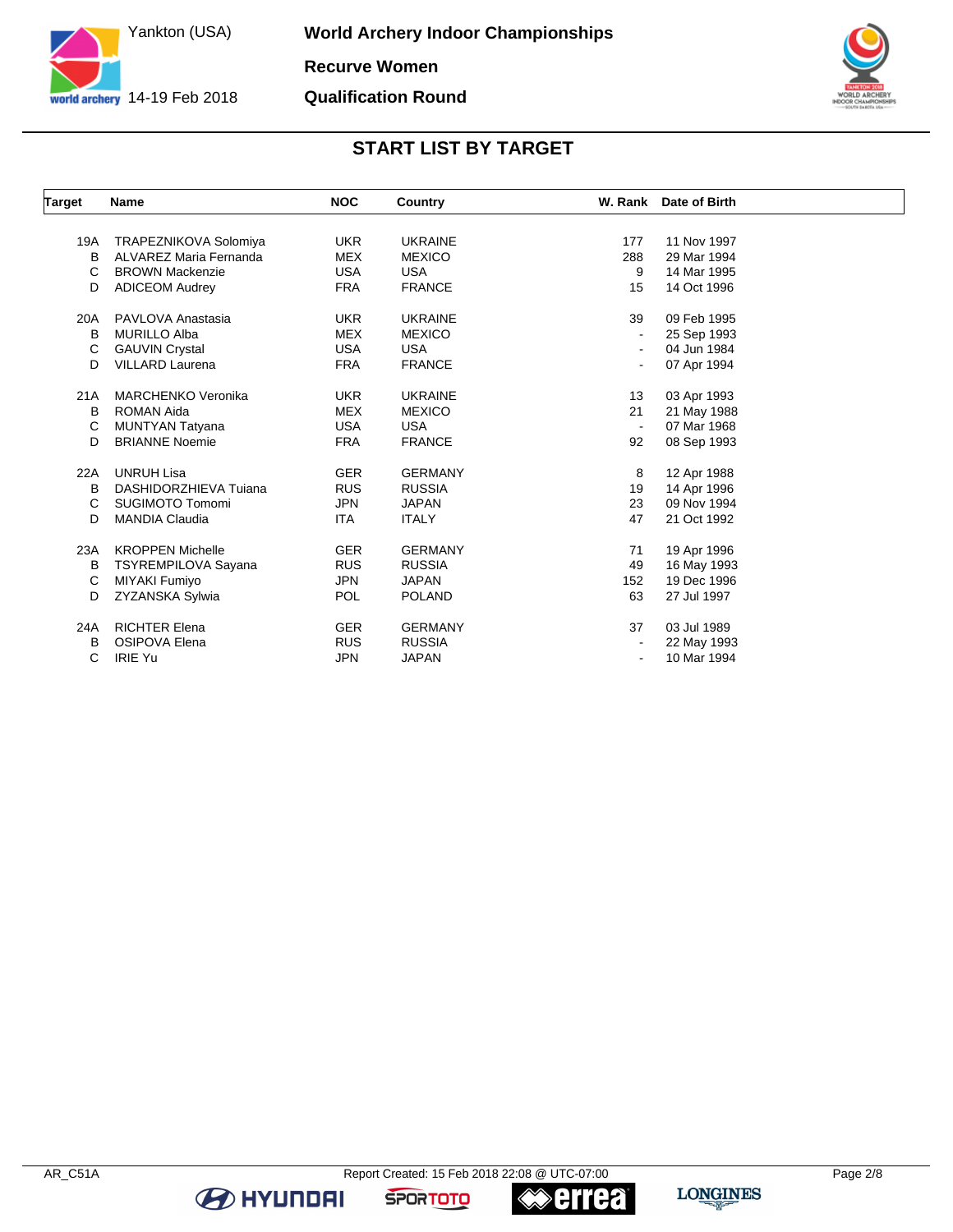# World Archery Indoor Championships

## Recurve Women

## Qualification Round

Yankton (USA)

14-19 Feb 2018

### START LIST BY TARGET

| Target | Name | NOC | Country | W. Rank | Date of Birth |
|---|---|---|---|---|---|
| 19A | TRAPEZNIKOVA Solomiya | UKR | UKRAINE | 177 | 11 Nov 1997 |
| B | ALVAREZ Maria Fernanda | MEX | MEXICO | 288 | 29 Mar 1994 |
| C | BROWN Mackenzie | USA | USA | 9 | 14 Mar 1995 |
| D | ADICEOM Audrey | FRA | FRANCE | 15 | 14 Oct 1996 |
| 20A | PAVLOVA Anastasia | UKR | UKRAINE | 39 | 09 Feb 1995 |
| B | MURILLO Alba | MEX | MEXICO | - | 25 Sep 1993 |
| C | GAUVIN Crystal | USA | USA | - | 04 Jun 1984 |
| D | VILLARD Laurena | FRA | FRANCE | - | 07 Apr 1994 |
| 21A | MARCHENKO Veronika | UKR | UKRAINE | 13 | 03 Apr 1993 |
| B | ROMAN Aida | MEX | MEXICO | 21 | 21 May 1988 |
| C | MUNTYAN Tatyana | USA | USA | - | 07 Mar 1968 |
| D | BRIANNE Noemie | FRA | FRANCE | 92 | 08 Sep 1993 |
| 22A | UNRUH Lisa | GER | GERMANY | 8 | 12 Apr 1988 |
| B | DASHIDORZHIEVA Tuiana | RUS | RUSSIA | 19 | 14 Apr 1996 |
| C | SUGIMOTO Tomomi | JPN | JAPAN | 23 | 09 Nov 1994 |
| D | MANDIA Claudia | ITA | ITALY | 47 | 21 Oct 1992 |
| 23A | KROPPEN Michelle | GER | GERMANY | 71 | 19 Apr 1996 |
| B | TSYREMPILOVA Sayana | RUS | RUSSIA | 49 | 16 May 1993 |
| C | MIYAKI Fumiyo | JPN | JAPAN | 152 | 19 Dec 1996 |
| D | ZYZANSKA Sylwia | POL | POLAND | 63 | 27 Jul 1997 |
| 24A | RICHTER Elena | GER | GERMANY | 37 | 03 Jul 1989 |
| B | OSIPOVA Elena | RUS | RUSSIA | - | 22 May 1993 |
| C | IRIE Yu | JPN | JAPAN | - | 10 Mar 1994 |

AR_C51A — Report Created: 15 Feb 2018 22:08 @ UTC-07:00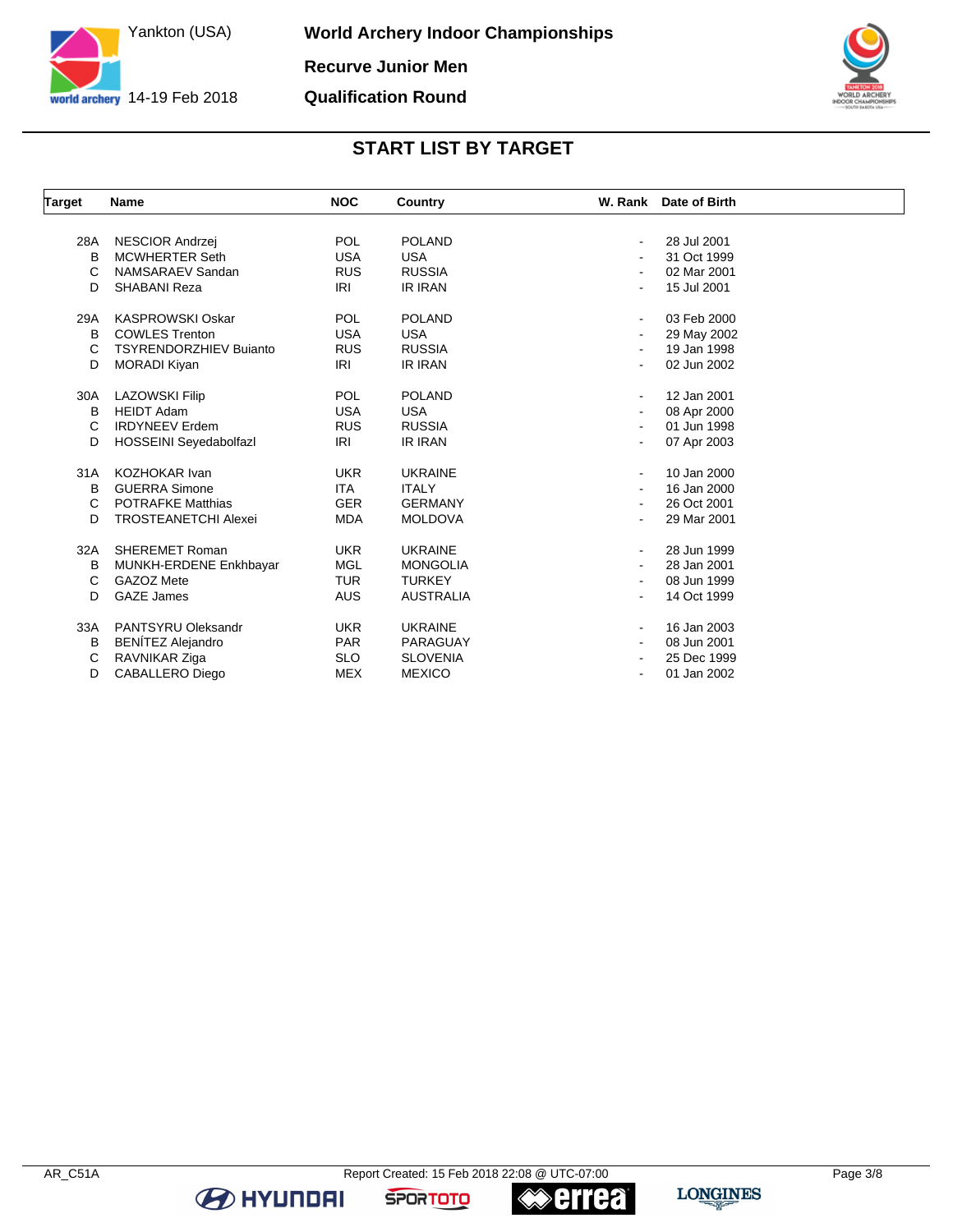World Archery Indoor Championships

Recurve Junior Men

Qualification Round

Yankton (USA) 14-19 Feb 2018

## START LIST BY TARGET

| Target | Name | NOC | Country | W. Rank | Date of Birth |
|---|---|---|---|---|---|
| 28A | NESCIOR Andrzej | POL | POLAND | - | 28 Jul 2001 |
| B | MCWHERTER Seth | USA | USA | - | 31 Oct 1999 |
| C | NAMSARAEV Sandan | RUS | RUSSIA | - | 02 Mar 2001 |
| D | SHABANI Reza | IRI | IR IRAN | - | 15 Jul 2001 |
| 29A | KASPROWSKI Oskar | POL | POLAND | - | 03 Feb 2000 |
| B | COWLES Trenton | USA | USA | - | 29 May 2002 |
| C | TSYRENDORZHIEV Buianto | RUS | RUSSIA | - | 19 Jan 1998 |
| D | MORADI Kiyan | IRI | IR IRAN | - | 02 Jun 2002 |
| 30A | LAZOWSKI Filip | POL | POLAND | - | 12 Jan 2001 |
| B | HEIDT Adam | USA | USA | - | 08 Apr 2000 |
| C | IRDYNEEV Erdem | RUS | RUSSIA | - | 01 Jun 1998 |
| D | HOSSEINI Seyedabolfazl | IRI | IR IRAN | - | 07 Apr 2003 |
| 31A | KOZHOKAR Ivan | UKR | UKRAINE | - | 10 Jan 2000 |
| B | GUERRA Simone | ITA | ITALY | - | 16 Jan 2000 |
| C | POTRAFKE Matthias | GER | GERMANY | - | 26 Oct 2001 |
| D | TROSTEANETCHI Alexei | MDA | MOLDOVA | - | 29 Mar 2001 |
| 32A | SHEREMET Roman | UKR | UKRAINE | - | 28 Jun 1999 |
| B | MUNKH-ERDENE Enkhbayar | MGL | MONGOLIA | - | 28 Jan 2001 |
| C | GAZOZ Mete | TUR | TURKEY | - | 08 Jun 1999 |
| D | GAZE James | AUS | AUSTRALIA | - | 14 Oct 1999 |
| 33A | PANTSYRU Oleksandr | UKR | UKRAINE | - | 16 Jan 2003 |
| B | BENÍTEZ Alejandro | PAR | PARAGUAY | - | 08 Jun 2001 |
| C | RAVNIKAR Ziga | SLO | SLOVENIA | - | 25 Dec 1999 |
| D | CABALLERO Diego | MEX | MEXICO | - | 01 Jan 2002 |

AR_C51A Report Created: 15 Feb 2018 22:08 @ UTC-07:00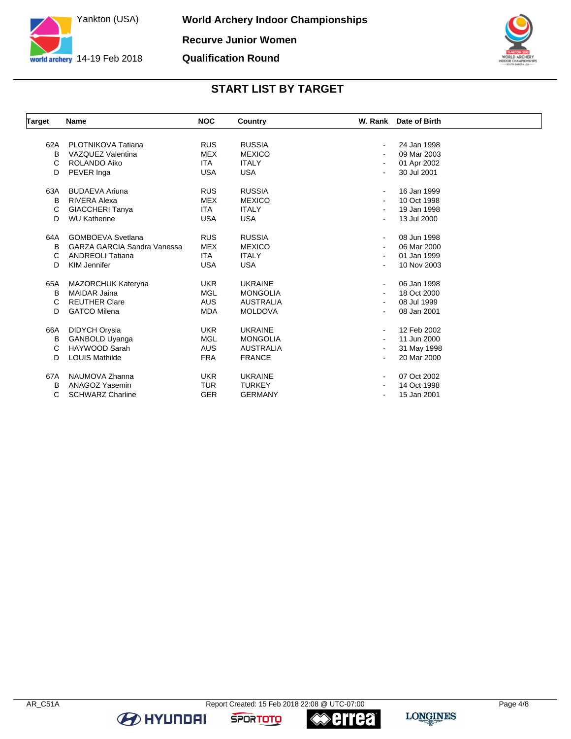# World Archery Indoor Championships

Yankton (USA)
14-19 Feb 2018

## Recurve Junior Women

## Qualification Round

## START LIST BY TARGET

| Target | Name | NOC | Country | W. Rank | Date of Birth |
|---|---|---|---|---|---|
| 62A | PLOTNIKOVA Tatiana | RUS | RUSSIA | - | 24 Jan 1998 |
| B | VAZQUEZ Valentina | MEX | MEXICO | - | 09 Mar 2003 |
| C | ROLANDO Aiko | ITA | ITALY | - | 01 Apr 2002 |
| D | PEVER Inga | USA | USA | - | 30 Jul 2001 |
| 63A | BUDAEVA Ariuna | RUS | RUSSIA | - | 16 Jan 1999 |
| B | RIVERA Alexa | MEX | MEXICO | - | 10 Oct 1998 |
| C | GIACCHERI Tanya | ITA | ITALY | - | 19 Jan 1998 |
| D | WU Katherine | USA | USA | - | 13 Jul 2000 |
| 64A | GOMBOEVA Svetlana | RUS | RUSSIA | - | 08 Jun 1998 |
| B | GARZA GARCIA Sandra Vanessa | MEX | MEXICO | - | 06 Mar 2000 |
| C | ANDREOLI Tatiana | ITA | ITALY | - | 01 Jan 1999 |
| D | KIM Jennifer | USA | USA | - | 10 Nov 2003 |
| 65A | MAZORCHUK Kateryna | UKR | UKRAINE | - | 06 Jan 1998 |
| B | MAIDAR Jaina | MGL | MONGOLIA | - | 18 Oct 2000 |
| C | REUTHER Clare | AUS | AUSTRALIA | - | 08 Jul 1999 |
| D | GATCO Milena | MDA | MOLDOVA | - | 08 Jan 2001 |
| 66A | DIDYCH Orysia | UKR | UKRAINE | - | 12 Feb 2002 |
| B | GANBOLD Uyanga | MGL | MONGOLIA | - | 11 Jun 2000 |
| C | HAYWOOD Sarah | AUS | AUSTRALIA | - | 31 May 1998 |
| D | LOUIS Mathilde | FRA | FRANCE | - | 20 Mar 2000 |
| 67A | NAUMOVA Zhanna | UKR | UKRAINE | - | 07 Oct 2002 |
| B | ANAGOZ Yasemin | TUR | TURKEY | - | 14 Oct 1998 |
| C | SCHWARZ Charline | GER | GERMANY | - | 15 Jan 2001 |

AR_C51A    Report Created: 15 Feb 2018 22:08 @ UTC-07:00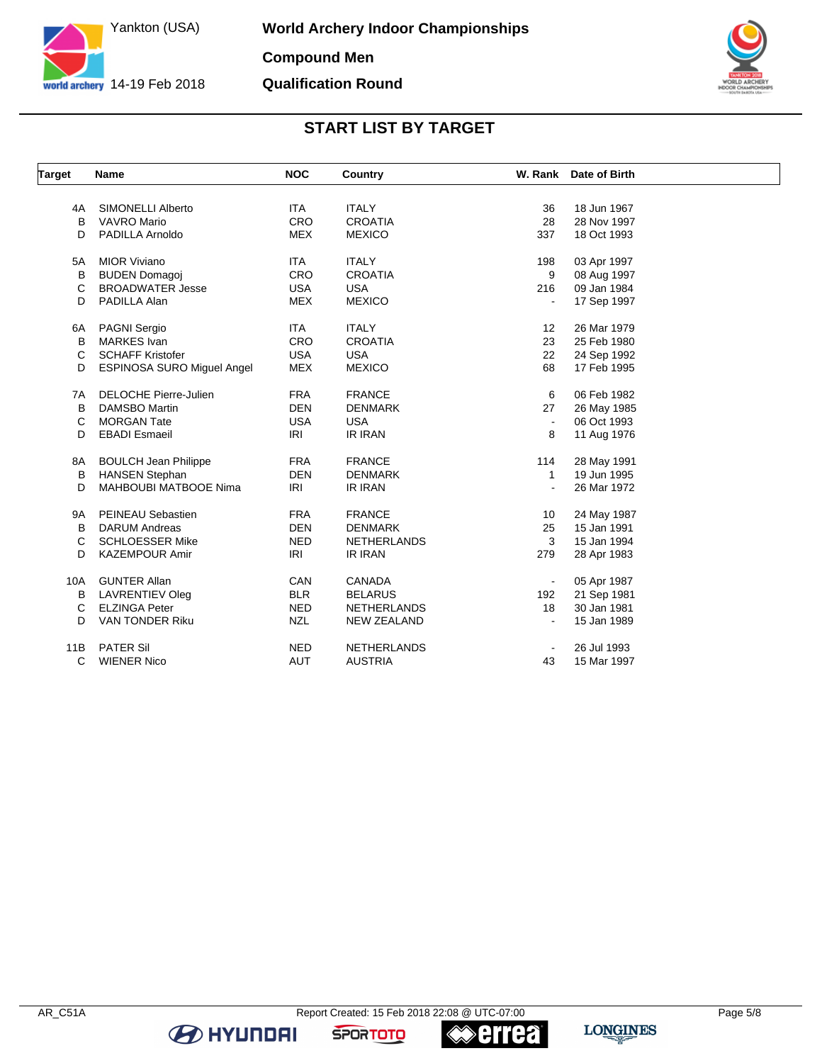# World Archery Indoor Championships

## Compound Men

## Qualification Round

Yankton (USA) 14-19 Feb 2018

### START LIST BY TARGET

| Target | Name | NOC | Country | W. Rank | Date of Birth |
|---|---|---|---|---|---|
| 4A | SIMONELLI Alberto | ITA | ITALY | 36 | 18 Jun 1967 |
| B | VAVRO Mario | CRO | CROATIA | 28 | 28 Nov 1997 |
| D | PADILLA Arnoldo | MEX | MEXICO | 337 | 18 Oct 1993 |
| 5A | MIOR Viviano | ITA | ITALY | 198 | 03 Apr 1997 |
| B | BUDEN Domagoj | CRO | CROATIA | 9 | 08 Aug 1997 |
| C | BROADWATER Jesse | USA | USA | 216 | 09 Jan 1984 |
| D | PADILLA Alan | MEX | MEXICO | - | 17 Sep 1997 |
| 6A | PAGNI Sergio | ITA | ITALY | 12 | 26 Mar 1979 |
| B | MARKES Ivan | CRO | CROATIA | 23 | 25 Feb 1980 |
| C | SCHAFF Kristofer | USA | USA | 22 | 24 Sep 1992 |
| D | ESPINOSA SURO Miguel Angel | MEX | MEXICO | 68 | 17 Feb 1995 |
| 7A | DELOCHE Pierre-Julien | FRA | FRANCE | 6 | 06 Feb 1982 |
| B | DAMSBO Martin | DEN | DENMARK | 27 | 26 May 1985 |
| C | MORGAN Tate | USA | USA | - | 06 Oct 1993 |
| D | EBADI Esmaeil | IRI | IR IRAN | 8 | 11 Aug 1976 |
| 8A | BOULCH Jean Philippe | FRA | FRANCE | 114 | 28 May 1991 |
| B | HANSEN Stephan | DEN | DENMARK | 1 | 19 Jun 1995 |
| D | MAHBOUBI MATBOOE Nima | IRI | IR IRAN | - | 26 Mar 1972 |
| 9A | PEINEAU Sebastien | FRA | FRANCE | 10 | 24 May 1987 |
| B | DARUM Andreas | DEN | DENMARK | 25 | 15 Jan 1991 |
| C | SCHLOESSER Mike | NED | NETHERLANDS | 3 | 15 Jan 1994 |
| D | KAZEMPOUR Amir | IRI | IR IRAN | 279 | 28 Apr 1983 |
| 10A | GUNTER Allan | CAN | CANADA | - | 05 Apr 1987 |
| B | LAVRENTIEV Oleg | BLR | BELARUS | 192 | 21 Sep 1981 |
| C | ELZINGA Peter | NED | NETHERLANDS | 18 | 30 Jan 1981 |
| D | VAN TONDER Riku | NZL | NEW ZEALAND | - | 15 Jan 1989 |
| 11B | PATER Sil | NED | NETHERLANDS | - | 26 Jul 1993 |
| C | WIENER Nico | AUT | AUSTRIA | 43 | 15 Mar 1997 |

AR_C51A Report Created: 15 Feb 2018 22:08 @ UTC-07:00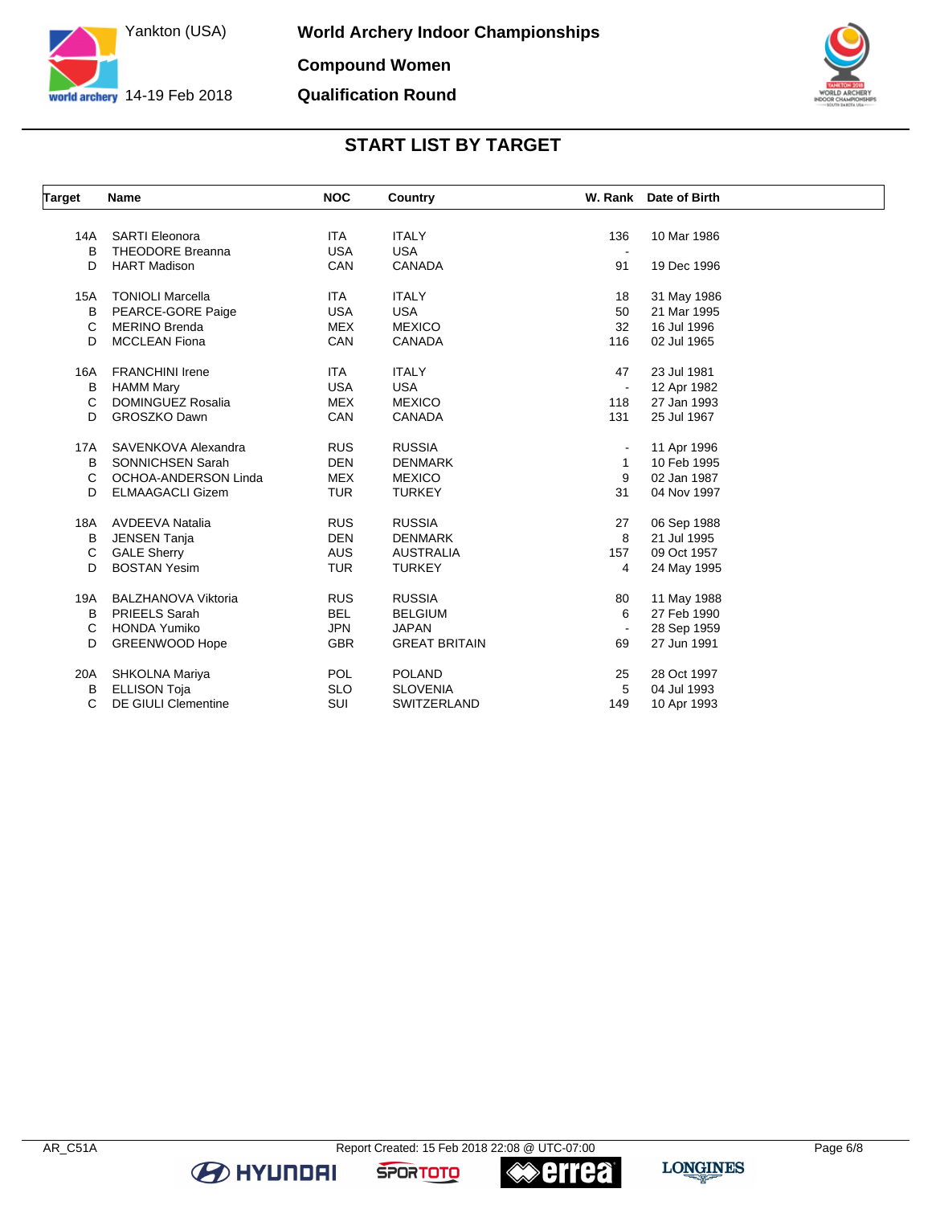# World Archery Indoor Championships

## Compound Women

## Qualification Round

Yankton (USA)
14-19 Feb 2018

### START LIST BY TARGET

| Target | Name | NOC | Country | W. Rank | Date of Birth |
|---|---|---|---|---|---|
| 14A | SARTI Eleonora | ITA | ITALY | 136 | 10 Mar 1986 |
| B | THEODORE Breanna | USA | USA | - | |
| D | HART Madison | CAN | CANADA | 91 | 19 Dec 1996 |
| 15A | TONIOLI Marcella | ITA | ITALY | 18 | 31 May 1986 |
| B | PEARCE-GORE Paige | USA | USA | 50 | 21 Mar 1995 |
| C | MERINO Brenda | MEX | MEXICO | 32 | 16 Jul 1996 |
| D | MCCLEAN Fiona | CAN | CANADA | 116 | 02 Jul 1965 |
| 16A | FRANCHINI Irene | ITA | ITALY | 47 | 23 Jul 1981 |
| B | HAMM Mary | USA | USA | - | 12 Apr 1982 |
| C | DOMINGUEZ Rosalia | MEX | MEXICO | 118 | 27 Jan 1993 |
| D | GROSZKO Dawn | CAN | CANADA | 131 | 25 Jul 1967 |
| 17A | SAVENKOVA Alexandra | RUS | RUSSIA | - | 11 Apr 1996 |
| B | SONNICHSEN Sarah | DEN | DENMARK | 1 | 10 Feb 1995 |
| C | OCHOA-ANDERSON Linda | MEX | MEXICO | 9 | 02 Jan 1987 |
| D | ELMAAGACLI Gizem | TUR | TURKEY | 31 | 04 Nov 1997 |
| 18A | AVDEEVA Natalia | RUS | RUSSIA | 27 | 06 Sep 1988 |
| B | JENSEN Tanja | DEN | DENMARK | 8 | 21 Jul 1995 |
| C | GALE Sherry | AUS | AUSTRALIA | 157 | 09 Oct 1957 |
| D | BOSTAN Yesim | TUR | TURKEY | 4 | 24 May 1995 |
| 19A | BALZHANOVA Viktoria | RUS | RUSSIA | 80 | 11 May 1988 |
| B | PRIEELS Sarah | BEL | BELGIUM | 6 | 27 Feb 1990 |
| C | HONDA Yumiko | JPN | JAPAN | - | 28 Sep 1959 |
| D | GREENWOOD Hope | GBR | GREAT BRITAIN | 69 | 27 Jun 1991 |
| 20A | SHKOLNA Mariya | POL | POLAND | 25 | 28 Oct 1997 |
| B | ELLISON Toja | SLO | SLOVENIA | 5 | 04 Jul 1993 |
| C | DE GIULI Clementine | SUI | SWITZERLAND | 149 | 10 Apr 1993 |

AR_C51A
Report Created: 15 Feb 2018 22:08 @ UTC-07:00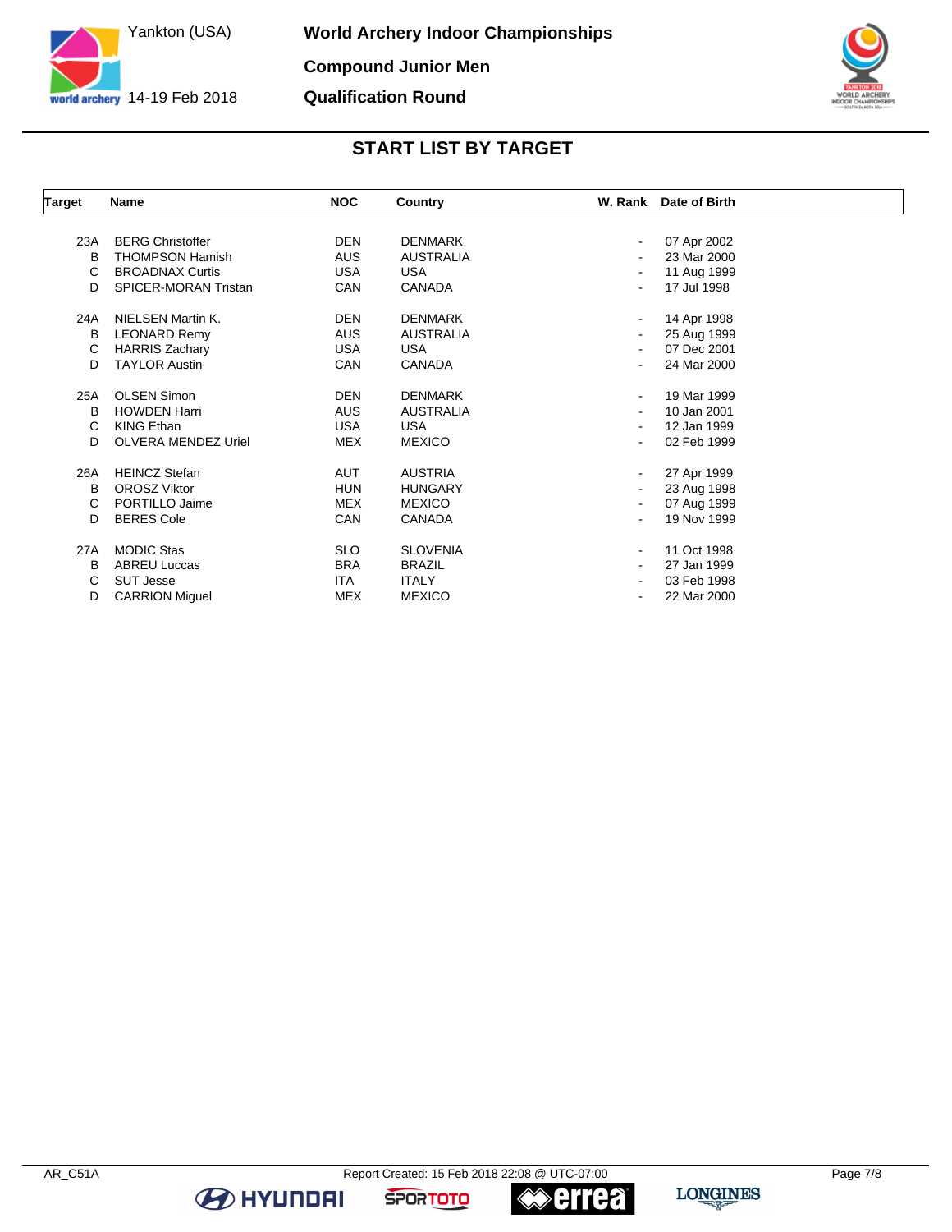# World Archery Indoor Championships

## Compound Junior Men

## Qualification Round

Yankton (USA)
14-19 Feb 2018

### START LIST BY TARGET

| Target | Name | NOC | Country | W. Rank | Date of Birth |
|---|---|---|---|---|---|
| 23A | BERG Christoffer | DEN | DENMARK | - | 07 Apr 2002 |
| B | THOMPSON Hamish | AUS | AUSTRALIA | - | 23 Mar 2000 |
| C | BROADNAX Curtis | USA | USA | - | 11 Aug 1999 |
| D | SPICER-MORAN Tristan | CAN | CANADA | - | 17 Jul 1998 |
| 24A | NIELSEN Martin K. | DEN | DENMARK | - | 14 Apr 1998 |
| B | LEONARD Remy | AUS | AUSTRALIA | - | 25 Aug 1999 |
| C | HARRIS Zachary | USA | USA | - | 07 Dec 2001 |
| D | TAYLOR Austin | CAN | CANADA | - | 24 Mar 2000 |
| 25A | OLSEN Simon | DEN | DENMARK | - | 19 Mar 1999 |
| B | HOWDEN Harri | AUS | AUSTRALIA | - | 10 Jan 2001 |
| C | KING Ethan | USA | USA | - | 12 Jan 1999 |
| D | OLVERA MENDEZ Uriel | MEX | MEXICO | - | 02 Feb 1999 |
| 26A | HEINCZ Stefan | AUT | AUSTRIA | - | 27 Apr 1999 |
| B | OROSZ Viktor | HUN | HUNGARY | - | 23 Aug 1998 |
| C | PORTILLO Jaime | MEX | MEXICO | - | 07 Aug 1999 |
| D | BERES Cole | CAN | CANADA | - | 19 Nov 1999 |
| 27A | MODIC Stas | SLO | SLOVENIA | - | 11 Oct 1998 |
| B | ABREU Luccas | BRA | BRAZIL | - | 27 Jan 1999 |
| C | SUT Jesse | ITA | ITALY | - | 03 Feb 1998 |
| D | CARRION Miguel | MEX | MEXICO | - | 22 Mar 2000 |

AR_C51A    Report Created: 15 Feb 2018 22:08 @ UTC-07:00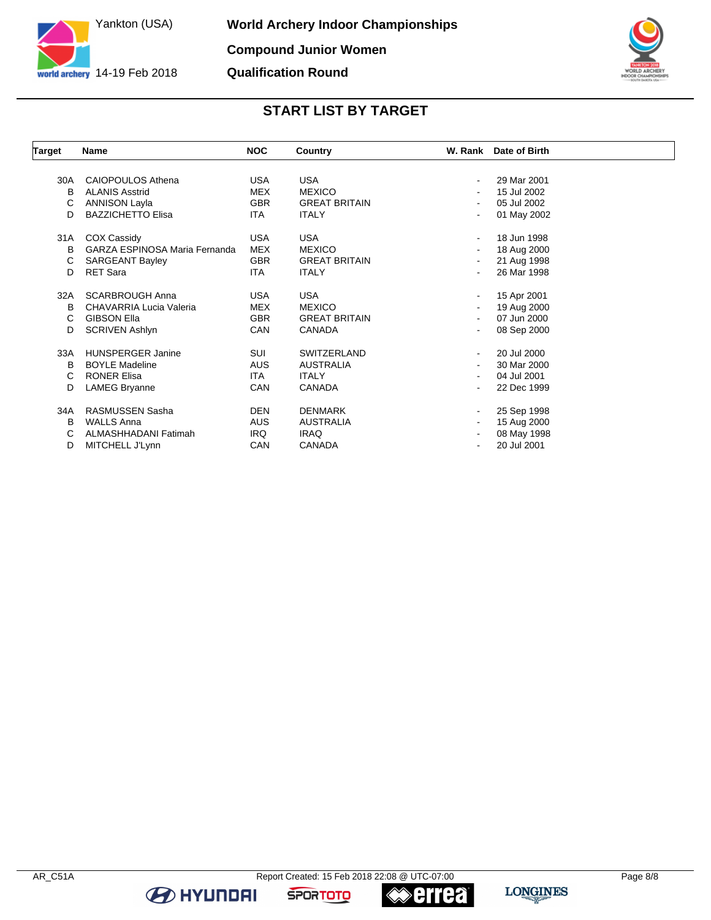# START LIST BY TARGET

| Target | Name | NOC | Country | W. Rank | Date of Birth |
|---|---|---|---|---|---|
| 30A | CAIOPOULOS Athena | USA | USA | - | 29 Mar 2001 |
| B | ALANIS Asstrid | MEX | MEXICO | - | 15 Jul 2002 |
| C | ANNISON Layla | GBR | GREAT BRITAIN | - | 05 Jul 2002 |
| D | BAZZICHETTO Elisa | ITA | ITALY | - | 01 May 2002 |
| 31A | COX Cassidy | USA | USA | - | 18 Jun 1998 |
| B | GARZA ESPINOSA Maria Fernanda | MEX | MEXICO | - | 18 Aug 2000 |
| C | SARGEANT Bayley | GBR | GREAT BRITAIN | - | 21 Aug 1998 |
| D | RET Sara | ITA | ITALY | - | 26 Mar 1998 |
| 32A | SCARBROUGH Anna | USA | USA | - | 15 Apr 2001 |
| B | CHAVARRIA Lucia Valeria | MEX | MEXICO | - | 19 Aug 2000 |
| C | GIBSON Ella | GBR | GREAT BRITAIN | - | 07 Jun 2000 |
| D | SCRIVEN Ashlyn | CAN | CANADA | - | 08 Sep 2000 |
| 33A | HUNSPERGER Janine | SUI | SWITZERLAND | - | 20 Jul 2000 |
| B | BOYLE Madeline | AUS | AUSTRALIA | - | 30 Mar 2000 |
| C | RONER Elisa | ITA | ITALY | - | 04 Jul 2001 |
| D | LAMEG Bryanne | CAN | CANADA | - | 22 Dec 1999 |
| 34A | RASMUSSEN Sasha | DEN | DENMARK | - | 25 Sep 1998 |
| B | WALLS Anna | AUS | AUSTRALIA | - | 15 Aug 2000 |
| C | ALMASHHADANI Fatimah | IRQ | IRAQ | - | 08 May 1998 |
| D | MITCHELL J'Lynn | CAN | CANADA | - | 20 Jul 2001 |